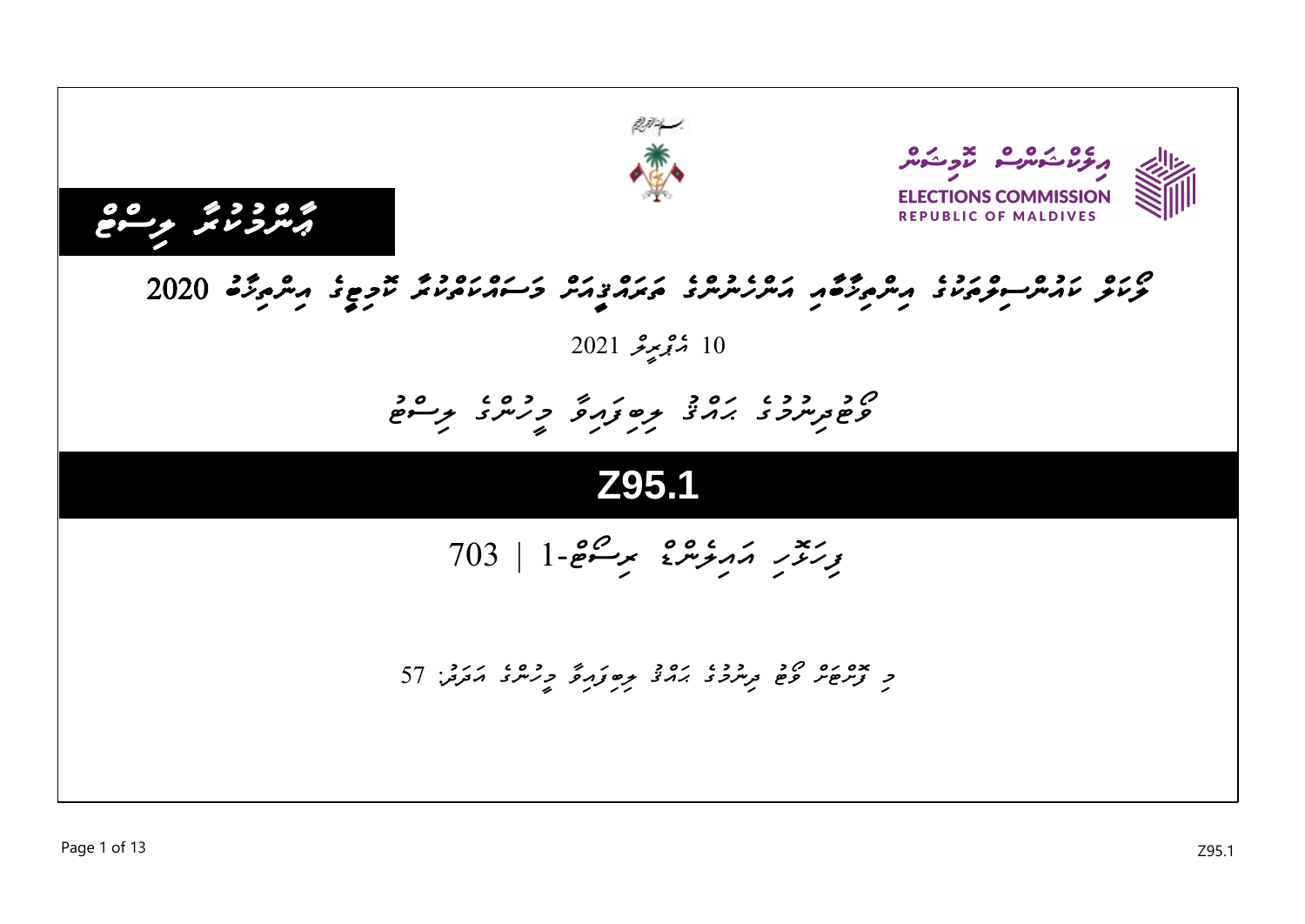އިލެކްޝަންސް ކޮމިޝަން

ELECTIONS COMMISSION
REPUBLIC OF MALDIVES

އާންމުކުރާ ލިސްޓު

# ލޯކަލް ކައުންސިލްތަކުގެ އިންތިޚާބާއި އަންހެނުންގެ ތަރައްޤީއަށް މަސައްކަތްކުރާ ކޮމިޓީގެ އިންތިޚާބު 2020

10 އޮކްޓޯބަރު 2021

ވޯޓުދިނުމުގެ ހައްޤު ލިބިފައިވާ މީހުންގެ ލިސްޓު

# Z95.1

ފުވައްމުލައް އައިލެންޑް ރިސޯޓް-1 | 703

މި ފޮނޑަށް ވޯޓު ދިނުމުގެ ހައްޤު ލިބިފައިވާ މީހުންގެ އަދަދު: 57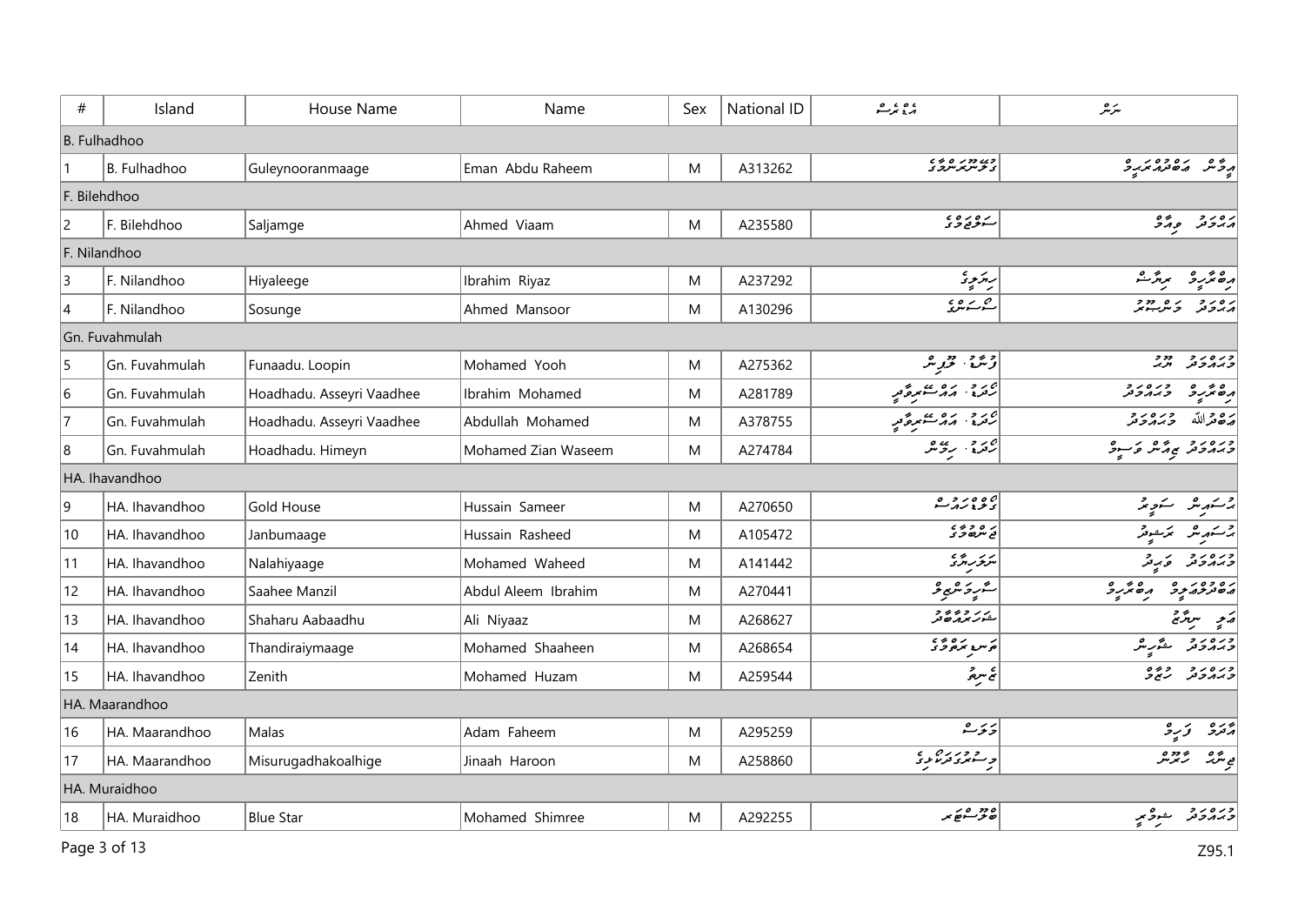| # | Island | House Name | Name | Sex | National ID | ރަށް ގެ | ނަން |
|---|---|---|---|---|---|---|---|
| B. Fulhadhoo | | | | | | | |
| 1 | B. Fulhadhoo | Guleynooranmaage | Eman Abdu Raheem | M | A313262 | ގުލޭނޫރަންމާގެ | އީމާން އަބްދުއްރަޙީމް |
| F. Bilehdhoo | | | | | | | |
| 2 | F. Bilehdhoo | Saljamge | Ahmed Viaam | M | A235580 | ސަލްޖަމްގެ | އަޙްމަދު ވިއާމް |
| F. Nilandhoo | | | | | | | |
| 3 | F. Nilandhoo | Hiyaleege | Ibrahim Riyaz | M | A237292 | ހިޔަލީގެ | އިބްރާހީމް ރިޔާޒް |
| 4 | F. Nilandhoo | Sosunge | Ahmed Mansoor | M | A130296 | ސޮސުނގެ | އަޙްމަދު މަންސޫރު |
| Gn. Fuvahmulah | | | | | | | |
| 5 | Gn. Fuvahmulah | Funaadu. Loopin | Mohamed Yooh | M | A275362 | ފުނާދު. ލޫޕިން | މުޙައްމަދު ޔޫހު |
| 6 | Gn. Fuvahmulah | Hoadhadu. Asseyri Vaadhee | Ibrahim Mohamed | M | A281789 | ހޯދަދު. އައްސޭރިވާދީ | އިބްރާހީމް މުޙައްމަދު |
| 7 | Gn. Fuvahmulah | Hoadhadu. Asseyri Vaadhee | Abdullah Mohamed | M | A378755 | ހޯދަދު. އައްސޭރިވާދީ | އަބްދުﷲ މުޙައްމަދު |
| 8 | Gn. Fuvahmulah | Hoadhadu. Himeyn | Mohamed Zian Waseem | M | A274784 | ހޯދަދު. ހިމޭން | މުޙައްމަދު ޒިޔާން ވަސީމް |
| HA. Ihavandhoo | | | | | | | |
| 9 | HA. Ihavandhoo | Gold House | Hussain Sameer | M | A270650 | ގޯލްޑްހައުސް | ހުސައިން ސަމީރު |
| 10 | HA. Ihavandhoo | Janbumaage | Hussain Rasheed | M | A105472 | ޖަންބުމާގެ | ހުސައިން ރަޝީދު |
| 11 | HA. Ihavandhoo | Nalahiyaage | Mohamed Waheed | M | A141442 | ނަލަހިޔާގެ | މުޙައްމަދު ވަޙީދު |
| 12 | HA. Ihavandhoo | Saahee Manzil | Abdul Aleem Ibrahim | M | A270441 | ސާހީމަންޒިލް | އަބްދުލްއަލީމް އިބްރާހީމް |
| 13 | HA. Ihavandhoo | Shaharu Aabaadhu | Ali Niyaaz | M | A268627 | ޝަހަރުއާބާދު | އަލި ނިޔާޒު |
| 14 | HA. Ihavandhoo | Thandiraiymaage | Mohamed Shaaheen | M | A268654 | ތަންދިރައިމާގެ | މުޙައްމަދު ޝާހީން |
| 15 | HA. Ihavandhoo | Zenith | Mohamed Huzam | M | A259544 | ޒެނިތު | މުޙައްމަދު ހުޒާމް |
| HA. Maarandhoo | | | | | | | |
| 16 | HA. Maarandhoo | Malas | Adam Faheem | M | A295259 | މަލަސް | އާދަމް ފަހީމް |
| 17 | HA. Maarandhoo | Misurugadhakoalhige | Jinaah Haroon | M | A258860 | މިސުރުގަދަކޮޅިގެ | ޖިނާހް ހާރޫން |
| HA. Muraidhoo | | | | | | | |
| 18 | HA. Muraidhoo | Blue Star | Mohamed Shimree | M | A292255 | ބްލޫސްޓަރ | މުޙައްމަދު ޝިމްރީ |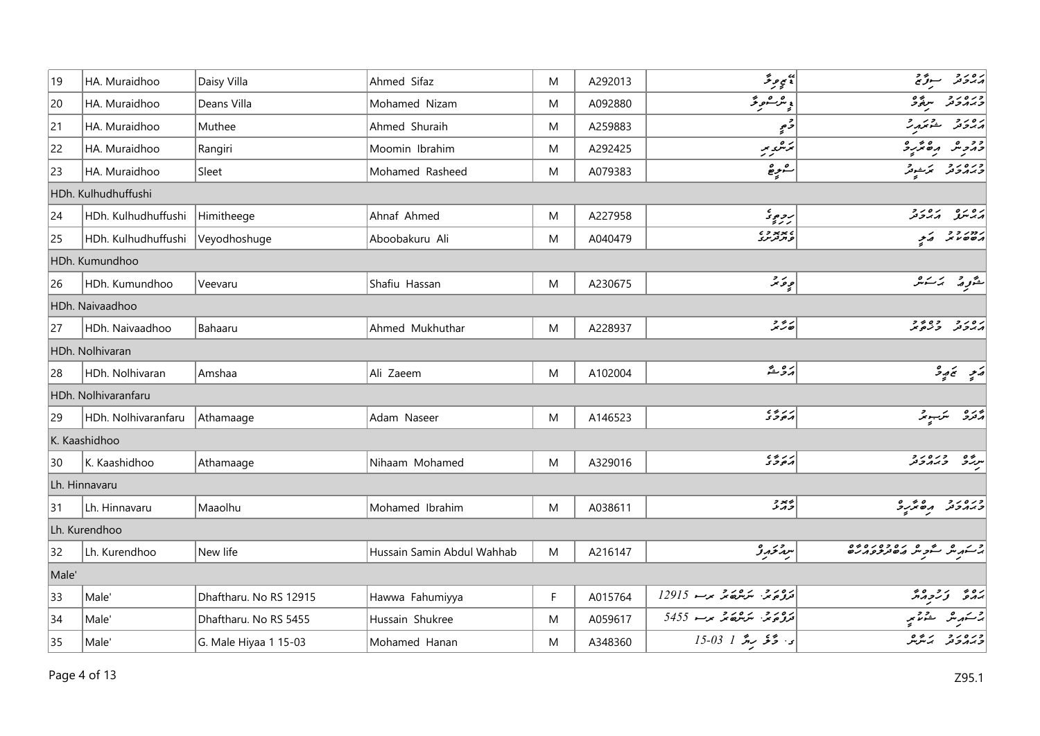| 19 | HA. Muraidhoo | Daisy Villa | Ahmed Sifaz | M | A292013 | ڏ�htmlي ވިލާ | އަހުމަދު ސިފާޒު |
|---|---|---|---|---|---|---|---|
| 20 | HA. Muraidhoo | Deans Villa | Mohamed Nizam | M | A092880 | ޑީންސްވިލާ | މުހައްމަދު ނިޒާމް |
| 21 | HA. Muraidhoo | Muthee | Ahmed Shuraih | M | A259883 | މުތީ | އަހުމަދު ޝުރައިހު |
| 22 | HA. Muraidhoo | Rangiri | Moomin Ibrahim | M | A292425 | ރަންގިރި | މޫމިން އިބްރާހީމް |
| 23 | HA. Muraidhoo | Sleet | Mohamed Rasheed | M | A079383 | ސްލީޓް | މުހައްމަދު ރަޝީދު |
| HDh. Kulhudhuffushi | | | | | | | |
| 24 | HDh. Kulhudhuffushi | Himitheege | Ahnaf Ahmed | M | A227958 | ހިމިތީގެ | އަޙްނަފް އަހުމަދު |
| 25 | HDh. Kulhudhuffushi | Veyodhoshuge | Aboobakuru Ali | M | A040479 | ވެޔޮދޮށުގެ | އަބޫބަކުރު އަލި |
| HDh. Kumundhoo | | | | | | | |
| 26 | HDh. Kumundhoo | Veevaru | Shafiu Hassan | M | A230675 | ވީވަރު | ޝާފިއު ހަސަން |
| HDh. Naivaadhoo | | | | | | | |
| 27 | HDh. Naivaadhoo | Bahaaru | Ahmed Mukhuthar | M | A228937 | ބަހާރު | އަހުމަދު މުޚުތާރު |
| HDh. Nolhivaran | | | | | | | |
| 28 | HDh. Nolhivaran | Amshaa | Ali Zaeem | M | A102004 | އަމްޝާ | އަލި ޒައީމް |
| HDh. Nolhivaranfaru | | | | | | | |
| 29 | HDh. Nolhivaranfaru | Athamaage | Adam Naseer | M | A146523 | އަތަމާގެ | އާދަމް ނަސީރު |
| K. Kaashidhoo | | | | | | | |
| 30 | K. Kaashidhoo | Athamaage | Nihaam Mohamed | M | A329016 | އަތަމާގެ | ނިހާމް މުހައްމަދު |
| Lh. Hinnavaru | | | | | | | |
| 31 | Lh. Hinnavaru | Maaolhu | Mohamed Ibrahim | M | A038611 | މާއޮޅު | މުހައްމަދު އިބްރާހީމް |
| Lh. Kurendhoo | | | | | | | |
| 32 | Lh. Kurendhoo | New life | Hussain Samin Abdul Wahhab | M | A216147 | ނިއުލައިފް | ހުސައިން ސާމިން އަބްދުލްވައްހާބް |
| Male' | | | | | | | |
| 33 | Male' | Dhaftharu. No RS 12915 | Hawwa Fahumiyya | F | A015764 | ދަފްތަރު. ނަންބަރު ރސ 12915 | ހައްވާ ފަހުމިއްޔާ |
| 34 | Male' | Dhaftharu. No RS 5455 | Hussain Shukree | M | A059617 | ދަފްތަރު. ނަންބަރު ރސ 5455 | ހުސައިން ޝުކުރީ |
| 35 | Male' | G. Male Hiyaa 1 15-03 | Mohamed Hanan | M | A348360 | ގ. މާލެ ހިޔާ 1 15-03 | މުހައްމަދު ހަނާން |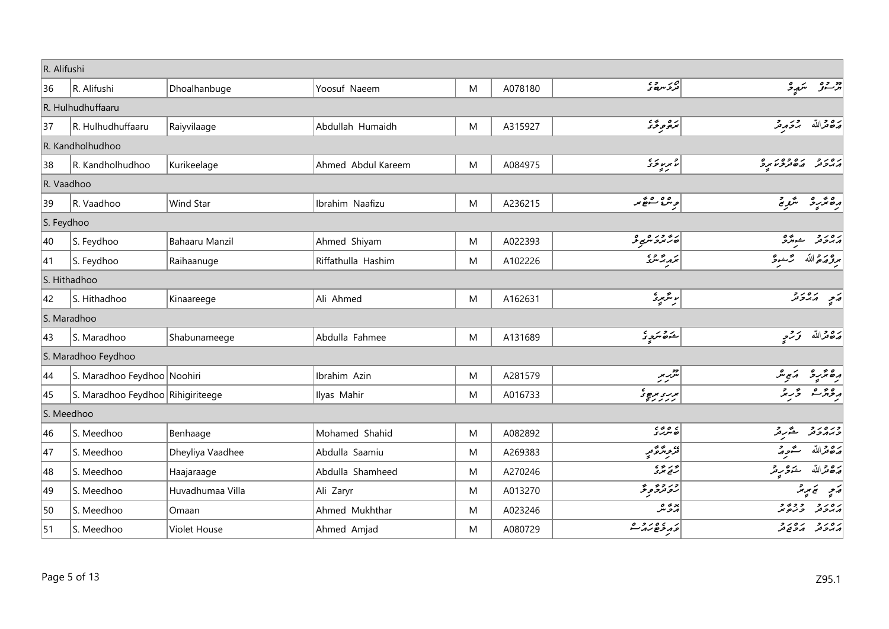| R. Alifushi | | | | | | | |
|---|---|---|---|---|---|---|---|
| 36 | R. Alifushi | Dhoalhanbuge | Yoosuf Naeem | M | A078180 | ދޮޅަނބުގެ | ޔޫސުފް ނައީމް |
| **R. Hulhudhuffaaru** | | | | | | | |
| 37 | R. Hulhudhuffaaru | Raiyvilaage | Abdullah Humaidh | M | A315927 | ރައްވިލާގެ | އަބްދުﷲ ހުމައިދު |
| **R. Kandholhudhoo** | | | | | | | |
| 38 | R. Kandholhudhoo | Kurikeelage | Ahmed Abdul Kareem | M | A084975 | ކުރިކީލަގެ | އަހުމަދު އަބްދުލްކަރީމް |
| **R. Vaadhoo** | | | | | | | |
| 39 | R. Vaadhoo | Wind Star | Ibrahim Naafizu | M | A236215 | ވިންޑް ސްޓާރ | އިބްރާހީމް ނާފިޒު |
| **S. Feydhoo** | | | | | | | |
| 40 | S. Feydhoo | Bahaaru Manzil | Ahmed Shiyam | M | A022393 | ބަހާރުމަންޒިލް | އަހުމަދު ޝިޔާމް |
| 41 | S. Feydhoo | Raihaanuge | Riffathulla Hashim | M | A102226 | ރައިހާނުގެ | ރިފްއަތުﷲ ހާޝިމް |
| **S. Hithadhoo** | | | | | | | |
| 42 | S. Hithadhoo | Kinaareege | Ali Ahmed | M | A162631 | ކިނާރީގެ | އަލި އަހުމަދު |
| **S. Maradhoo** | | | | | | | |
| 43 | S. Maradhoo | Shabunameege | Abdulla Fahmee | M | A131689 | ޝަބުނަމީގެ | އަބްދުﷲ ފަހުމީ |
| **S. Maradhoo Feydhoo** | | | | | | | |
| 44 | S. Maradhoo Feydhoo | Noohiri | Ibrahim Azin | M | A281579 | ނޫހިރި | އިބްރާހީމް އަޒިން |
| 45 | S. Maradhoo Feydhoo | Rihigiriteege | Ilyas Mahir | M | A016733 | ރިހިގިރިޓީގެ | އިލްޔާސް މާހިރު |
| **S. Meedhoo** | | | | | | | |
| 46 | S. Meedhoo | Benhaage | Mohamed Shahid | M | A082892 | ބެންހާގެ | މުހައްމަދު ޝާހިދު |
| 47 | S. Meedhoo | Dheyliya Vaadhee | Abdulla Saamiu | M | A269383 | ދޭލިޔާވާދީ | އަބްދުﷲ ސާމިއު |
| 48 | S. Meedhoo | Haajaraage | Abdulla Shamheed | M | A270246 | ހާޖަރާގެ | އަބްދުﷲ ޝަމްހީދު |
| 49 | S. Meedhoo | Huvadhumaa Villa | Ali Zaryr | M | A013270 | ހުވަދުމާވިލާ | އަލި ޒަރީރު |
| 50 | S. Meedhoo | Omaan | Ahmed Mukhthar | M | A023246 | އޮމާން | އަހުމަދު މުޚްތާރު |
| 51 | S. Meedhoo | Violet House | Ahmed Amjad | M | A080729 | ވައިލެޓްހައުސް | އަހުމަދު އަމްޖަދު |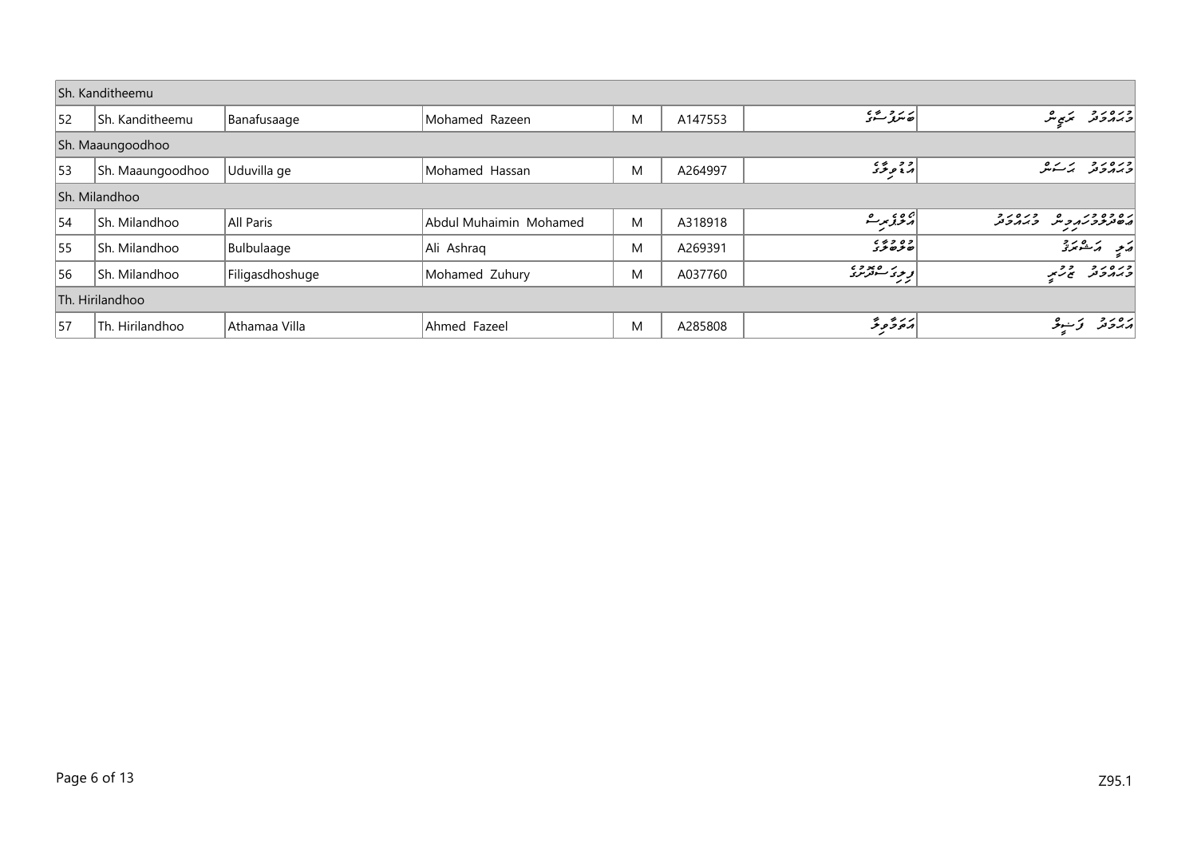| | | | | | | | |
|---|---|---|---|---|---|---|---|
| Sh. Kanditheemu | | | | | | | |
| 52 | Sh. Kanditheemu | Banafusaage | Mohamed Razeen | M | A147553 | ބަނަފުސާގެ | މުހައްމަދު ރަޒީން |
| Sh. Maaungoodhoo | | | | | | | |
| 53 | Sh. Maaungoodhoo | Uduvilla ge | Mohamed Hassan | M | A264997 | އުދުވިލާގެ | މުހައްމަދު ހަސަން |
| Sh. Milandhoo | | | | | | | |
| 54 | Sh. Milandhoo | All Paris | Abdul Muhaimin Mohamed | M | A318918 | އޯލްޕެރިސް | އަބްދުލްމުހައިމިން މުހައްމަދު |
| 55 | Sh. Milandhoo | Bulbulaage | Ali Ashraq | M | A269391 | ބުލްބުލާގެ | އަލި އަޝްރަފް |
| 56 | Sh. Milandhoo | Filigasdhoshuge | Mohamed Zuhury | M | A037760 | ފިލިގަސްދޮށުގެ | މުހައްމަދު ޒުހުރީ |
| Th. Hirilandhoo | | | | | | | |
| 57 | Th. Hirilandhoo | Athamaa Villa | Ahmed Fazeel | M | A285808 | އަތަމާވިލާ | އަހްމަދު ފަޒީލް |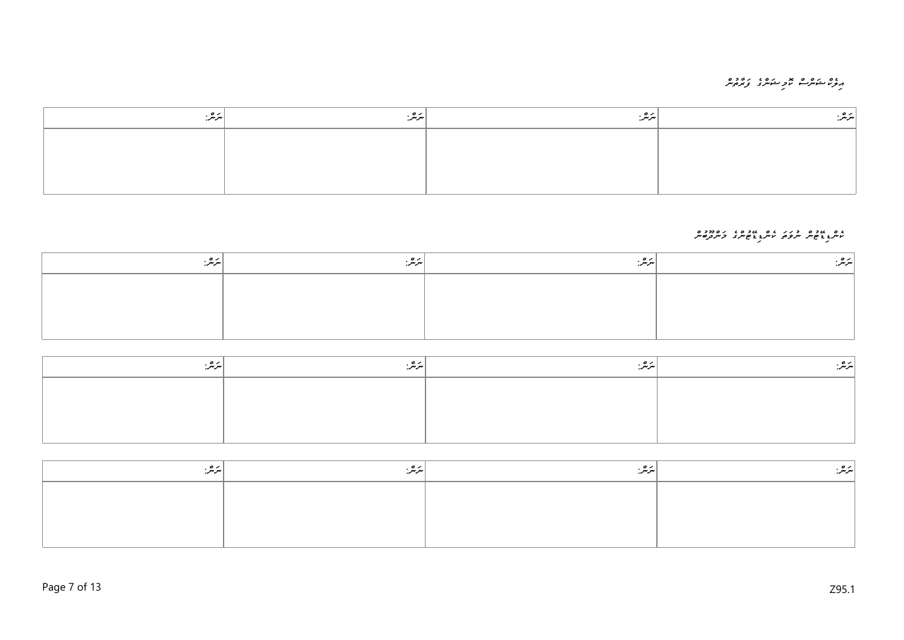# ޢިލްމުސަރަޙަ ކޮމިޝަނުގެ ފަރާތުން

| ނަންބަރު: | ނަންބަރު: | ނަންބަރު: | ނަންބަރު: |
|---|---|---|---|
| | | | |

## ކުންފުނީގެ ނުވަތަ ކުންފުނީގެ މަސްދަރެއް

| ނަންބަރު: | ނަންބަރު: | ނަންބަރު: | ނަންބަރު: |
|---|---|---|---|
| | | | |

| ނަންބަރު: | ނަންބަރު: | ނަންބަރު: | ނަންބަރު: |
|---|---|---|---|
| | | | |

| ނަންބަރު: | ނަންބަރު: | ނަންބަރު: | ނަންބަރު: |
|---|---|---|---|
| | | | |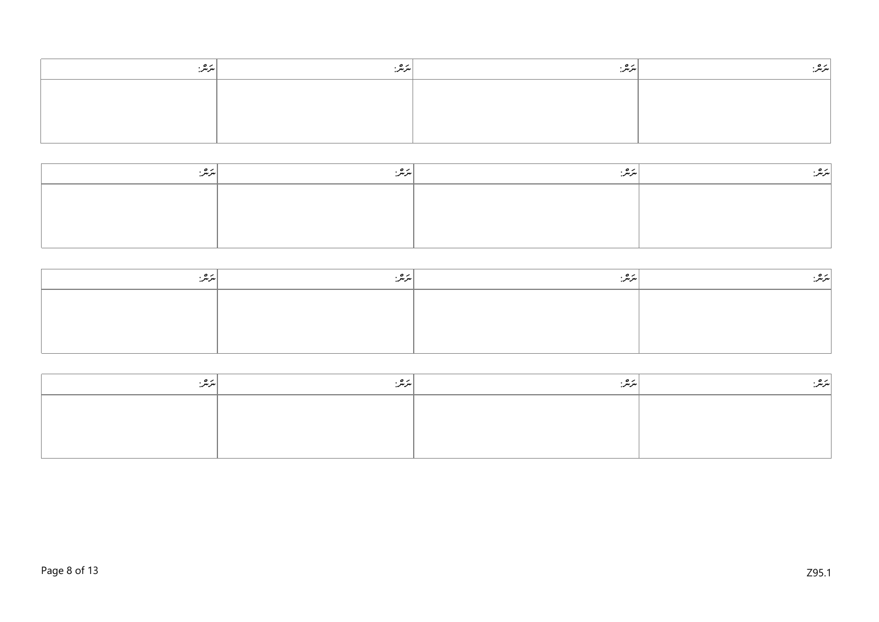| ނަރަށް: | ނަރަށް: | ނަރަށް: | ނަރަށް: |
|---|---|---|---|
| | | | |

| ނަރަށް: | ނަރަށް: | ނަރަށް: | ނަރަށް: |
|---|---|---|---|
| | | | |

| ނަރަށް: | ނަރަށް: | ނަރަށް: | ނަރަށް: |
|---|---|---|---|
| | | | |

| ނަރަށް: | ނަރަށް: | ނަރަށް: | ނަރަށް: |
|---|---|---|---|
| | | | |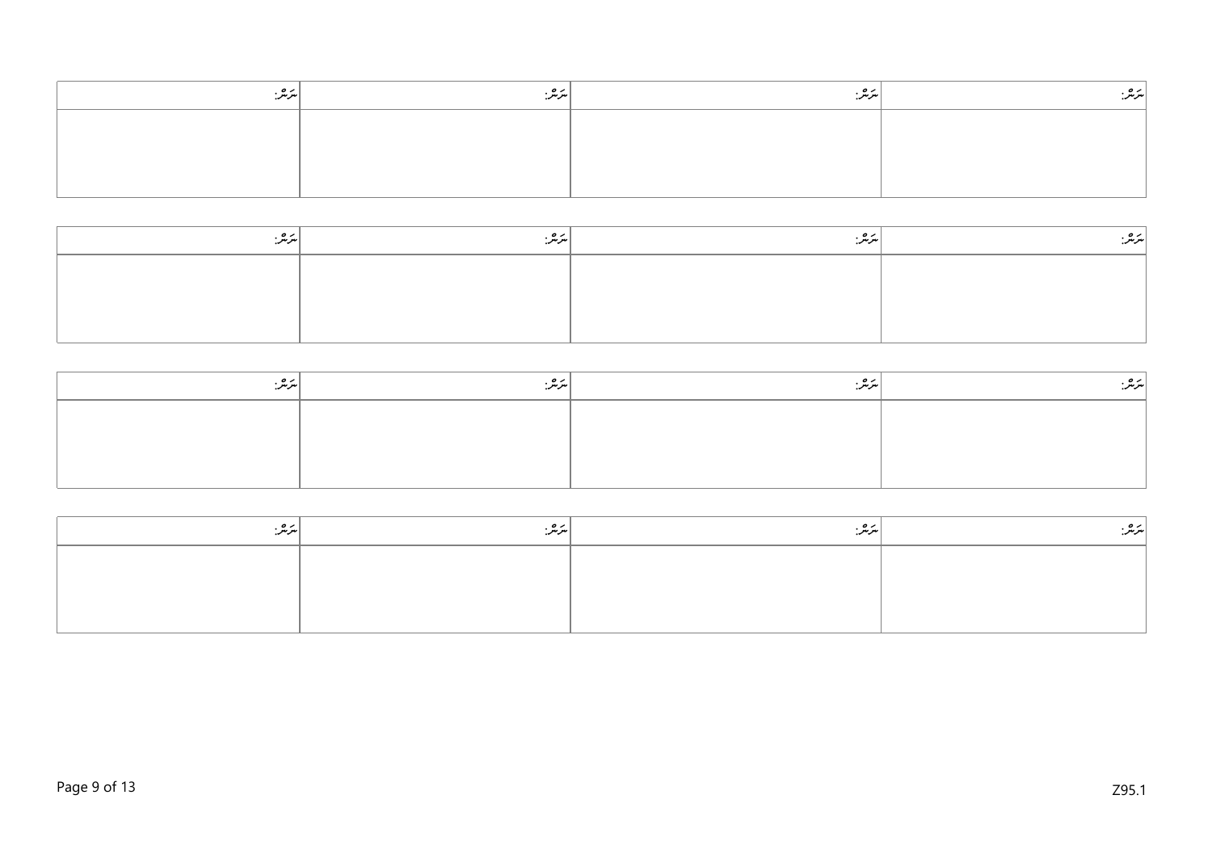| ނަމަ: | ނަމަ: | ނަމަ: | ނަމަ: |
| --- | --- | --- | --- |
| | | | |

| ނަމަ: | ނަމަ: | ނަމަ: | ނަމަ: |
| --- | --- | --- | --- |
| | | | |

| ނަމަ: | ނަމަ: | ނަމަ: | ނަމަ: |
| --- | --- | --- | --- |
| | | | |

| ނަމަ: | ނަމަ: | ނަމަ: | ނަމަ: |
| --- | --- | --- | --- |
| | | | |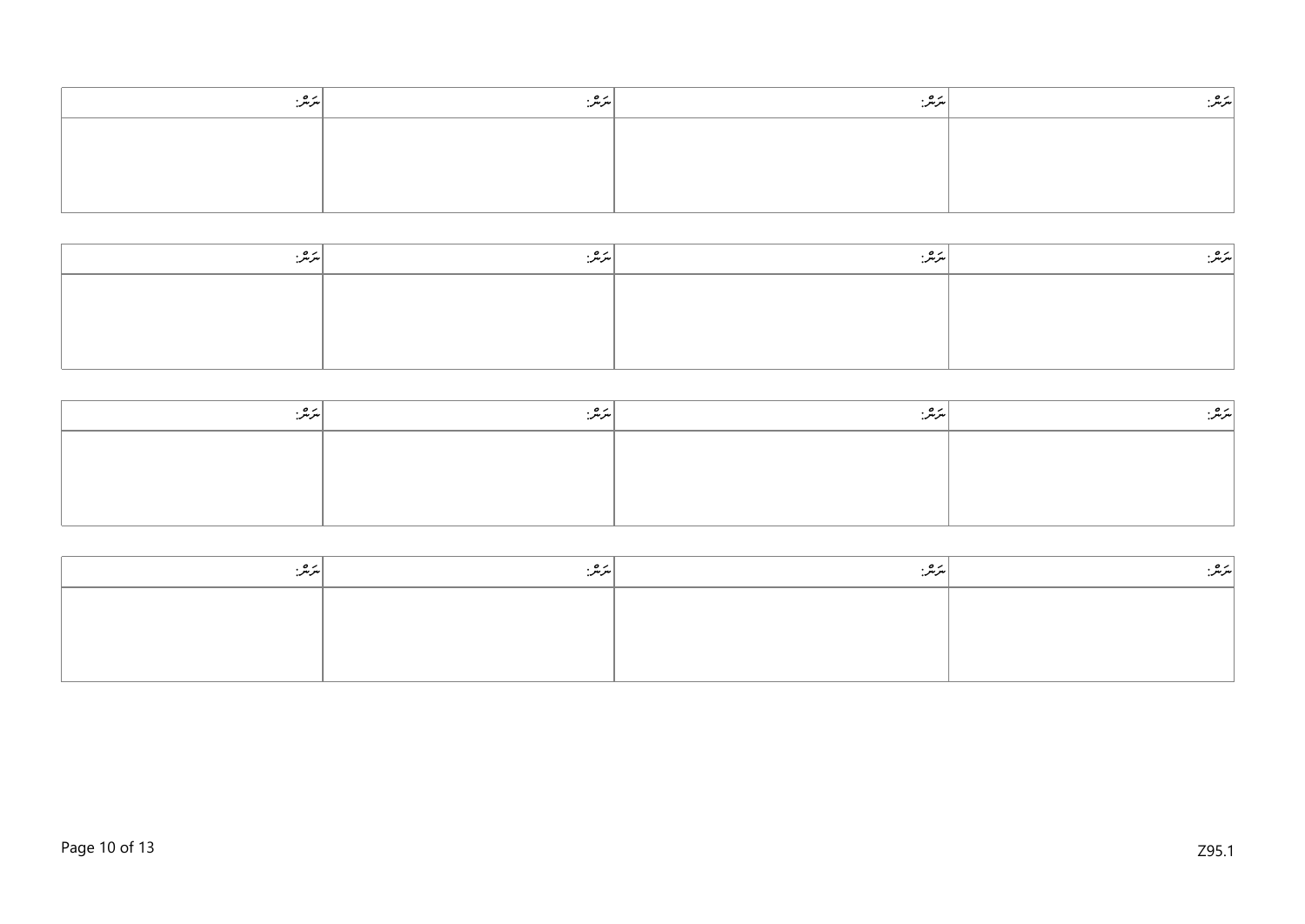| ނަރުދ: | ނަރުދ: | ނަރުދ: | ނަރުދ: |
| --- | --- | --- | --- |
| | | | |

| ނަރުދ: | ނަރުދ: | ނަރުދ: | ނަރުދ: |
| --- | --- | --- | --- |
| | | | |

| ނަރުދ: | ނަރުދ: | ނަރުދ: | ނަރުދ: |
| --- | --- | --- | --- |
| | | | |

| ނަރުދ: | ނަރުދ: | ނަރުދ: | ނަރުދ: |
| --- | --- | --- | --- |
| | | | |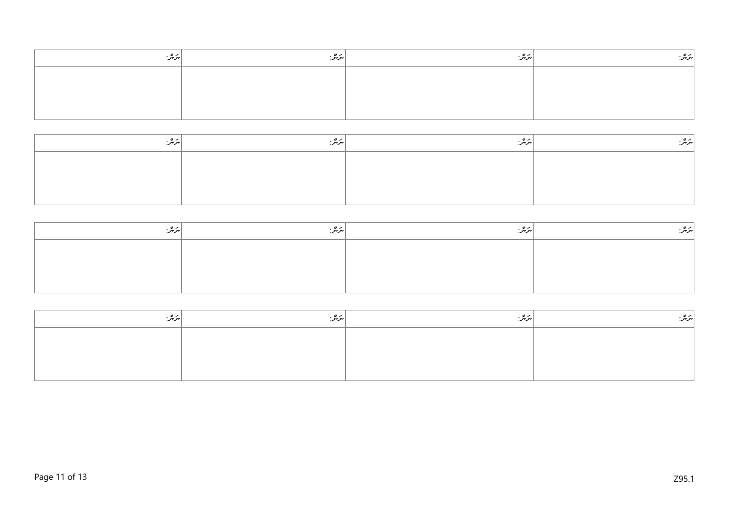| ނަރުދ: | ނަރުދ: | ނަރުދ: | ނަރުދ: |
| --- | --- | --- | --- |
| | | | |

| ނަރުދ: | ނަރުދ: | ނަރުދ: | ނަރުދ: |
| --- | --- | --- | --- |
| | | | |

| ނަރުދ: | ނަރުދ: | ނަރުދ: | ނަރުދ: |
| --- | --- | --- | --- |
| | | | |

| ނަރުދ: | ނަރުދ: | ނަރުދ: | ނަރުދ: |
| --- | --- | --- | --- |
| | | | |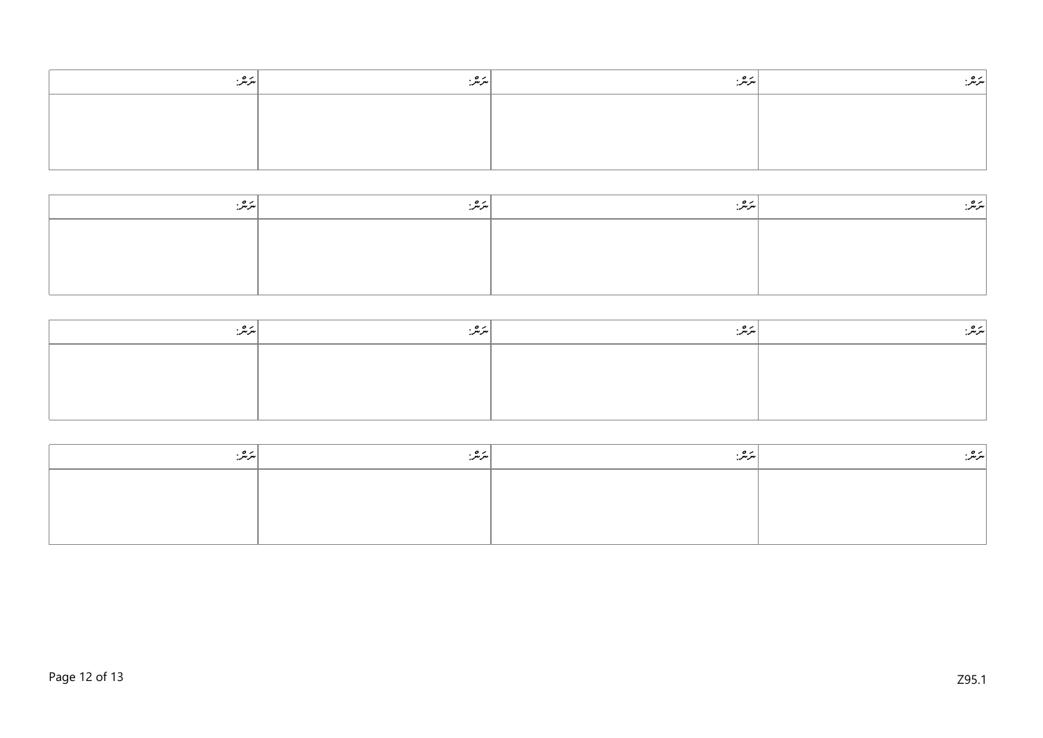| ނަރަތަ: | ނަރަތަ: | ނަރަތަ: | ނަރަތަ: |
| --- | --- | --- | --- |
| | | | |

| ނަރަތަ: | ނަރަތަ: | ނަރަތަ: | ނަރަތަ: |
| --- | --- | --- | --- |
| | | | |

| ނަރަތަ: | ނަރަތަ: | ނަރަތަ: | ނަރަތަ: |
| --- | --- | --- | --- |
| | | | |

| ނަރަތަ: | ނަރަތަ: | ނަރަތަ: | ނަރަތަ: |
| --- | --- | --- | --- |
| | | | |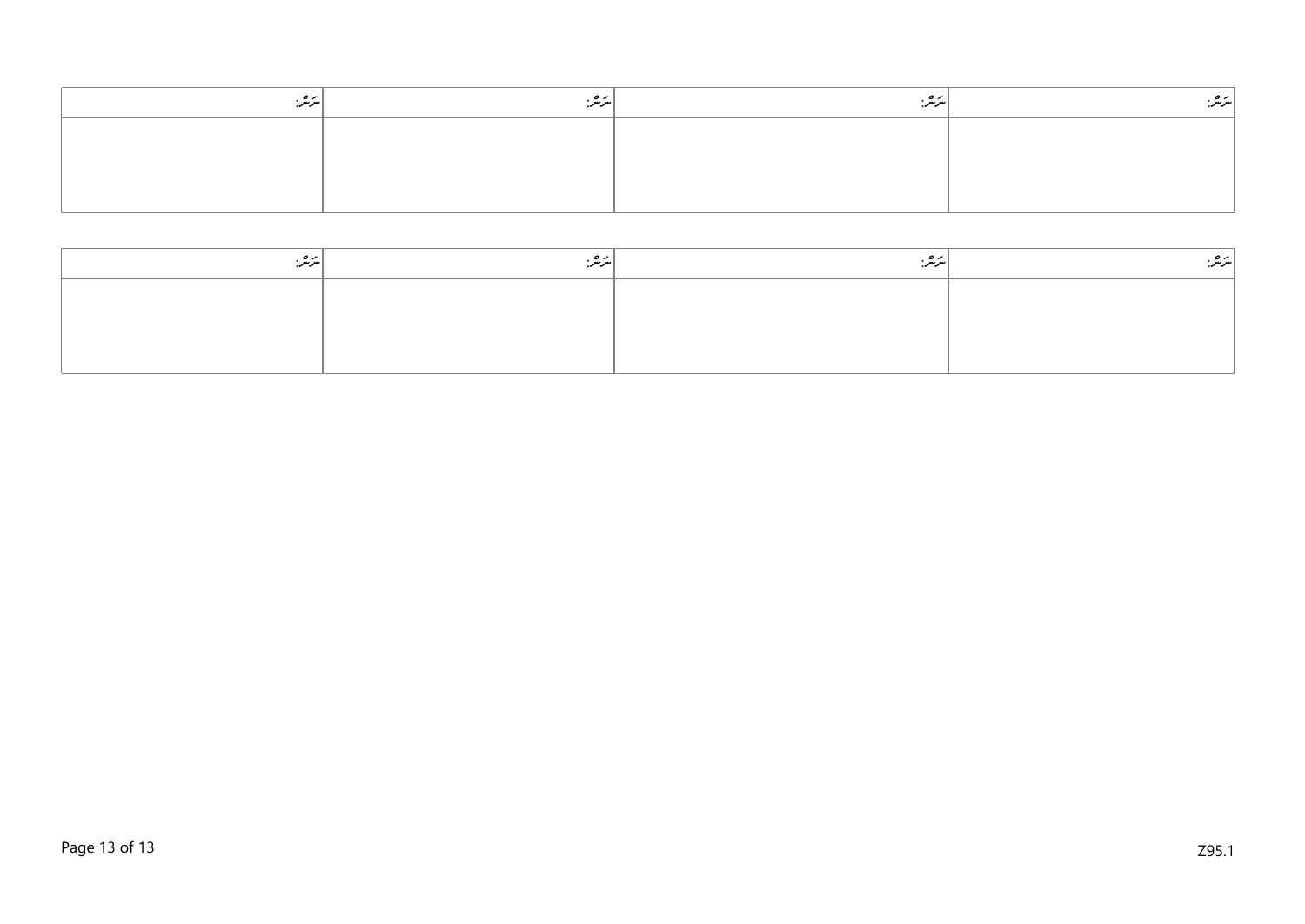| ނަންބަރު: | ނަންބަރު: | ނަންބަރު: | ނަންބަރު: |
|---|---|---|---|
| | | | |

| ނަންބަރު: | ނަންބަރު: | ނަންބަރު: | ނަންބަރު: |
|---|---|---|---|
| | | | |